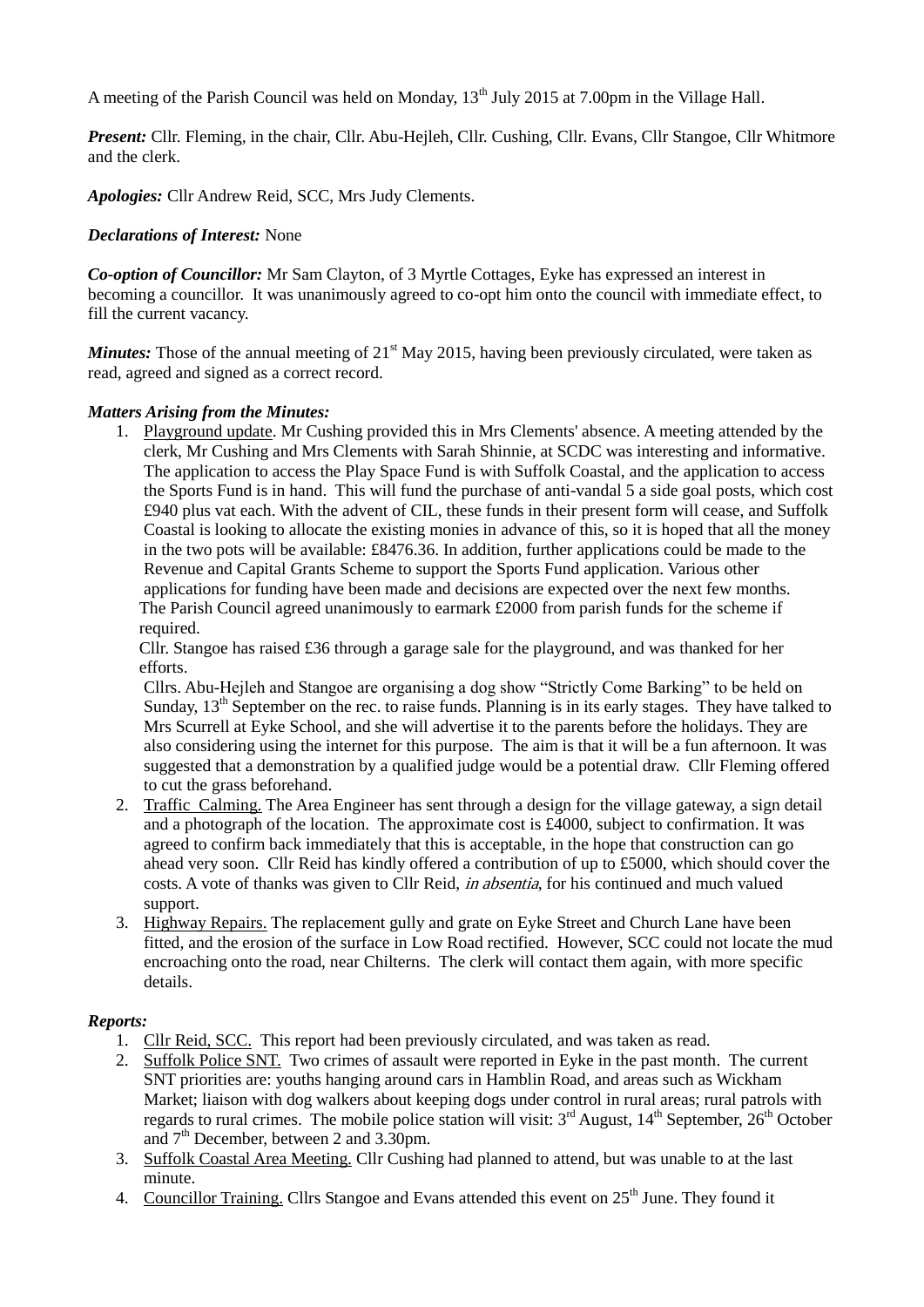A meeting of the Parish Council was held on Monday, 13th July 2015 at 7.00pm in the Village Hall.

***Present:*** Cllr. Fleming, in the chair, Cllr. Abu-Hejleh, Cllr. Cushing, Cllr. Evans, Cllr Stangoe, Cllr Whitmore and the clerk.

***Apologies:*** Cllr Andrew Reid, SCC, Mrs Judy Clements.

***Declarations of Interest:*** None

***Co-option of Councillor:*** Mr Sam Clayton, of 3 Myrtle Cottages, Eyke has expressed an interest in becoming a councillor. It was unanimously agreed to co-opt him onto the council with immediate effect, to fill the current vacancy.

***Minutes:*** Those of the annual meeting of 21st May 2015, having been previously circulated, were taken as read, agreed and signed as a correct record.

***Matters Arising from the Minutes:***

1. Playground update. Mr Cushing provided this in Mrs Clements' absence. A meeting attended by the clerk, Mr Cushing and Mrs Clements with Sarah Shinnie, at SCDC was interesting and informative. The application to access the Play Space Fund is with Suffolk Coastal, and the application to access the Sports Fund is in hand. This will fund the purchase of anti-vandal 5 a side goal posts, which cost £940 plus vat each. With the advent of CIL, these funds in their present form will cease, and Suffolk Coastal is looking to allocate the existing monies in advance of this, so it is hoped that all the money in the two pots will be available: £8476.36. In addition, further applications could be made to the Revenue and Capital Grants Scheme to support the Sports Fund application. Various other applications for funding have been made and decisions are expected over the next few months.
   The Parish Council agreed unanimously to earmark £2000 from parish funds for the scheme if required.
   Cllr. Stangoe has raised £36 through a garage sale for the playground, and was thanked for her efforts.
   Cllrs. Abu-Hejleh and Stangoe are organising a dog show "Strictly Come Barking" to be held on Sunday, 13th September on the rec. to raise funds. Planning is in its early stages. They have talked to Mrs Scurrell at Eyke School, and she will advertise it to the parents before the holidays. They are also considering using the internet for this purpose. The aim is that it will be a fun afternoon. It was suggested that a demonstration by a qualified judge would be a potential draw. Cllr Fleming offered to cut the grass beforehand.
2. Traffic Calming. The Area Engineer has sent through a design for the village gateway, a sign detail and a photograph of the location. The approximate cost is £4000, subject to confirmation. It was agreed to confirm back immediately that this is acceptable, in the hope that construction can go ahead very soon. Cllr Reid has kindly offered a contribution of up to £5000, which should cover the costs. A vote of thanks was given to Cllr Reid, *in absentia*, for his continued and much valued support.
3. Highway Repairs. The replacement gully and grate on Eyke Street and Church Lane have been fitted, and the erosion of the surface in Low Road rectified. However, SCC could not locate the mud encroaching onto the road, near Chilterns. The clerk will contact them again, with more specific details.

***Reports:***

1. Cllr Reid, SCC. This report had been previously circulated, and was taken as read.
2. Suffolk Police SNT. Two crimes of assault were reported in Eyke in the past month. The current SNT priorities are: youths hanging around cars in Hamblin Road, and areas such as Wickham Market; liaison with dog walkers about keeping dogs under control in rural areas; rural patrols with regards to rural crimes. The mobile police station will visit: 3rd August, 14th September, 26th October and 7th December, between 2 and 3.30pm.
3. Suffolk Coastal Area Meeting. Cllr Cushing had planned to attend, but was unable to at the last minute.
4. Councillor Training. Cllrs Stangoe and Evans attended this event on 25th June. They found it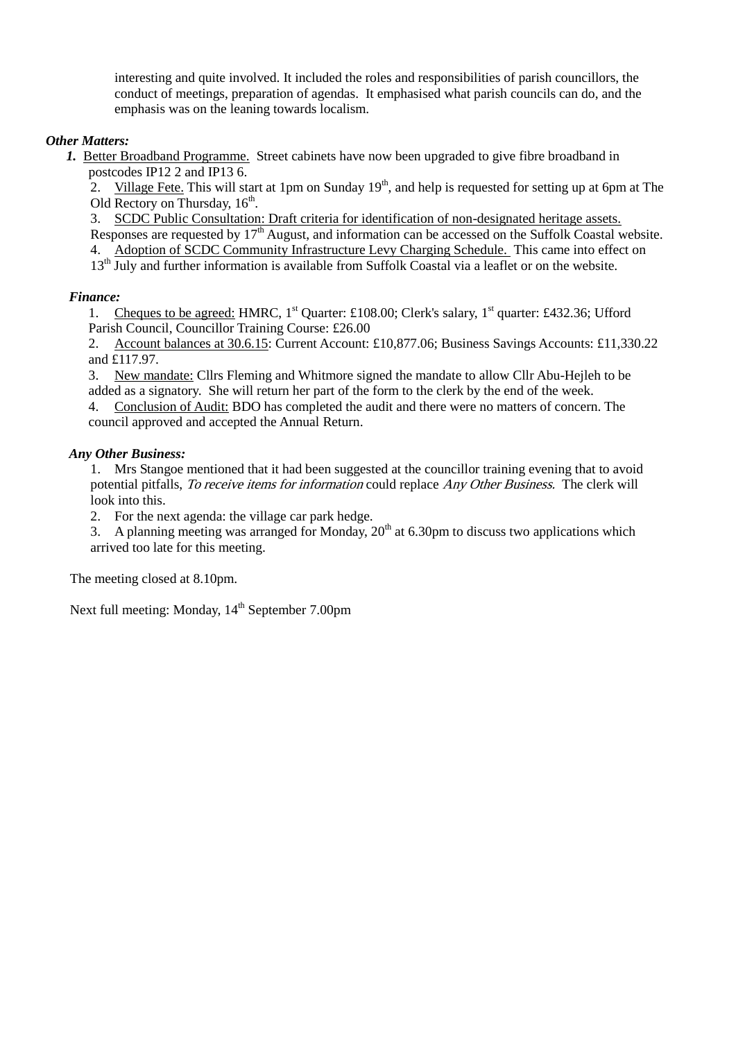interesting and quite involved. It included the roles and responsibilities of parish councillors, the conduct of meetings, preparation of agendas. It emphasised what parish councils can do, and the emphasis was on the leaning towards localism.

***Other Matters:***

1. Better Broadband Programme. Street cabinets have now been upgraded to give fibre broadband in postcodes IP12 2 and IP13 6.
2. Village Fete. This will start at 1pm on Sunday 19th, and help is requested for setting up at 6pm at The Old Rectory on Thursday, 16th.
3. SCDC Public Consultation: Draft criteria for identification of non-designated heritage assets. Responses are requested by 17th August, and information can be accessed on the Suffolk Coastal website.
4. Adoption of SCDC Community Infrastructure Levy Charging Schedule. This came into effect on 13th July and further information is available from Suffolk Coastal via a leaflet or on the website.

***Finance:***

1. Cheques to be agreed: HMRC, 1st Quarter: £108.00; Clerk's salary, 1st quarter: £432.36; Ufford Parish Council, Councillor Training Course: £26.00
2. Account balances at 30.6.15: Current Account: £10,877.06; Business Savings Accounts: £11,330.22 and £117.97.
3. New mandate: Cllrs Fleming and Whitmore signed the mandate to allow Cllr Abu-Hejleh to be added as a signatory. She will return her part of the form to the clerk by the end of the week.
4. Conclusion of Audit: BDO has completed the audit and there were no matters of concern. The council approved and accepted the Annual Return.

***Any Other Business:***

1. Mrs Stangoe mentioned that it had been suggested at the councillor training evening that to avoid potential pitfalls, *To receive items for information* could replace *Any Other Business*. The clerk will look into this.
2. For the next agenda: the village car park hedge.
3. A planning meeting was arranged for Monday, 20th at 6.30pm to discuss two applications which arrived too late for this meeting.

The meeting closed at 8.10pm.

Next full meeting: Monday, 14th September 7.00pm